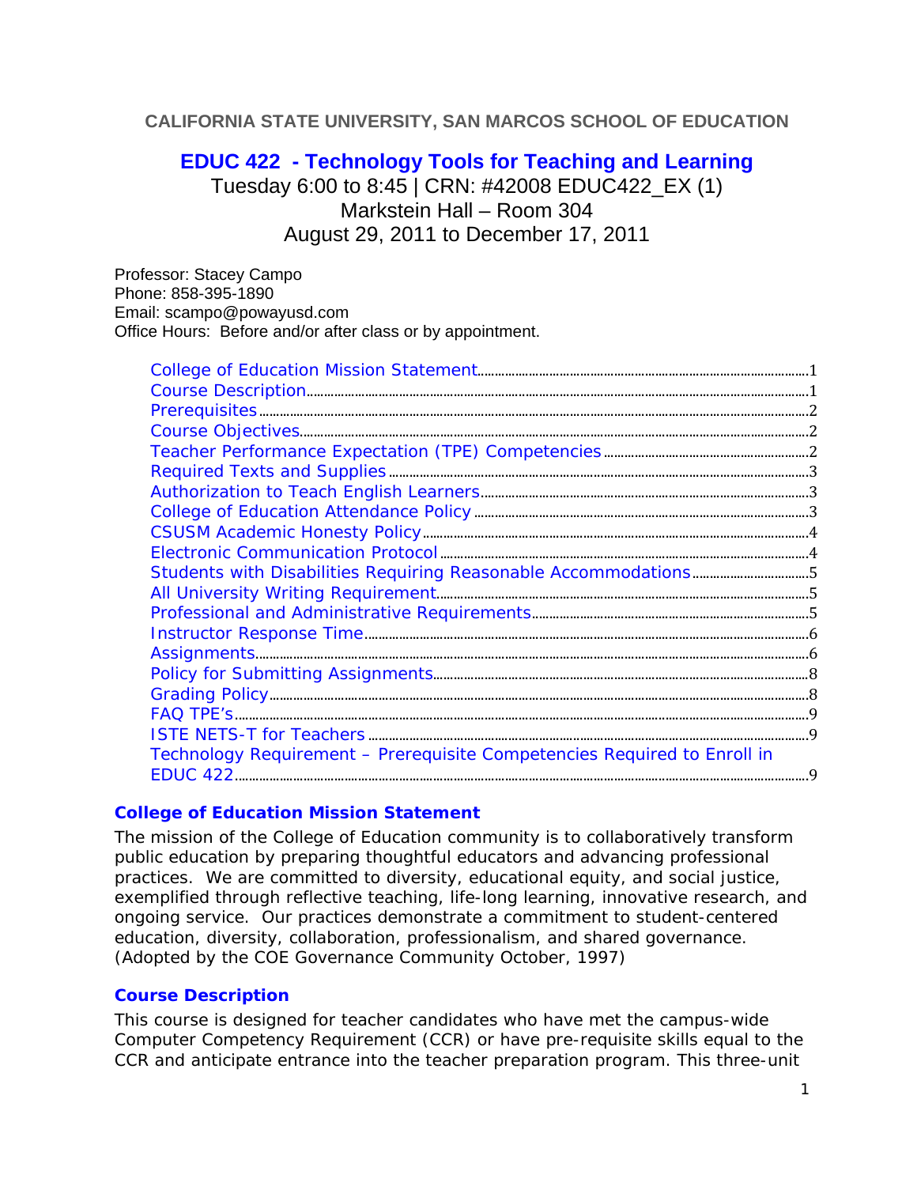CALIFORNIA STATE UNIVERSITY, SAN MARCOS SCHOOL OF EDUCATION

# EDUC 422 - Technology Tools for Teaching and Learning

Tuesday 6:00 to 8:45 | CRN: #42008 EDUC422_EX (1)
Markstein Hall – Room 304
August 29, 2011 to December 17, 2011

Professor: Stacey Campo
Phone: 858-395-1890
Email: scampo@powayusd.com
Office Hours: Before and/or after class or by appointment.

- College of Education Mission Statement ... 1
- Course Description ... 1
- Prerequisites ... 2
- Course Objectives ... 2
- Teacher Performance Expectation (TPE) Competencies ... 2
- Required Texts and Supplies ... 3
- Authorization to Teach English Learners ... 3
- College of Education Attendance Policy ... 3
- CSUSM Academic Honesty Policy ... 4
- Electronic Communication Protocol ... 4
- Students with Disabilities Requiring Reasonable Accommodations ... 5
- All University Writing Requirement ... 5
- Professional and Administrative Requirements ... 5
- Instructor Response Time ... 6
- Assignments ... 6
- Policy for Submitting Assignments ... 8
- Grading Policy ... 8
- FAQ TPE's ... 9
- ISTE NETS-T for Teachers ... 9
- Technology Requirement – Prerequisite Competencies Required to Enroll in EDUC 422 ... 9

## College of Education Mission Statement

The mission of the College of Education community is to collaboratively transform public education by preparing thoughtful educators and advancing professional practices. We are committed to diversity, educational equity, and social justice, exemplified through reflective teaching, life-long learning, innovative research, and ongoing service. Our practices demonstrate a commitment to student-centered education, diversity, collaboration, professionalism, and shared governance. (Adopted by the COE Governance Community October, 1997)

## Course Description

This course is designed for teacher candidates who have met the campus-wide Computer Competency Requirement (CCR) or have pre-requisite skills equal to the CCR and anticipate entrance into the teacher preparation program. This three-unit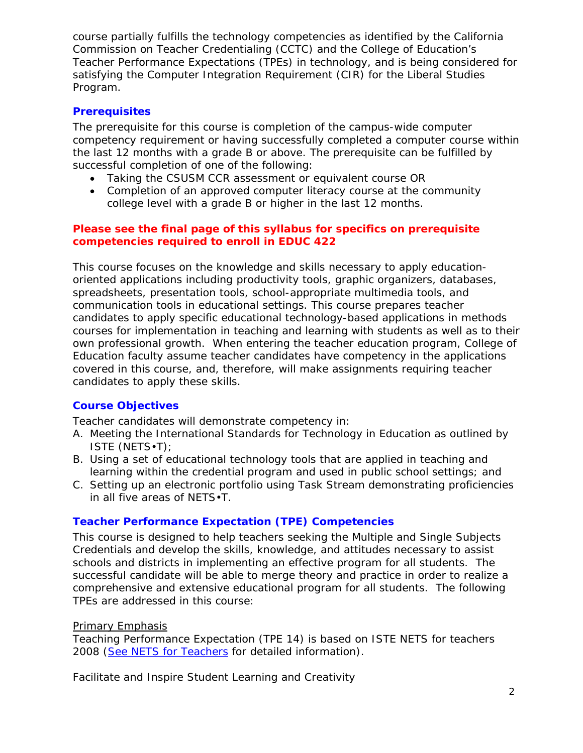course partially fulfills the technology competencies as identified by the California Commission on Teacher Credentialing (CCTC) and the College of Education's Teacher Performance Expectations (TPEs) in technology, and is being considered for satisfying the Computer Integration Requirement (CIR) for the Liberal Studies Program.

### Prerequisites

The prerequisite for this course is completion of the campus-wide computer competency requirement or having successfully completed a computer course within the last 12 months with a grade B or above. The prerequisite can be fulfilled by successful completion of one of the following:

- Taking the CSUSM CCR assessment or equivalent course OR
- Completion of an approved computer literacy course at the community college level with a grade B or higher in the last 12 months.

**Please see the final page of this syllabus for specifics on prerequisite competencies required to enroll in EDUC 422**

This course focuses on the knowledge and skills necessary to apply education-oriented applications including productivity tools, graphic organizers, databases, spreadsheets, presentation tools, school-appropriate multimedia tools, and communication tools in educational settings. This course prepares teacher candidates to apply specific educational technology-based applications in methods courses for implementation in teaching and learning with students as well as to their own professional growth. When entering the teacher education program, College of Education faculty assume teacher candidates have competency in the applications covered in this course, and, therefore, will make assignments requiring teacher candidates to apply these skills.

### Course Objectives

Teacher candidates will demonstrate competency in:

A. Meeting the International Standards for Technology in Education as outlined by ISTE (NETS•T);
B. Using a set of educational technology tools that are applied in teaching and learning within the credential program and used in public school settings; and
C. Setting up an electronic portfolio using Task Stream demonstrating proficiencies in all five areas of NETS•T.

### Teacher Performance Expectation (TPE) Competencies

This course is designed to help teachers seeking the Multiple and Single Subjects Credentials and develop the skills, knowledge, and attitudes necessary to assist schools and districts in implementing an effective program for all students. The successful candidate will be able to merge theory and practice in order to realize a comprehensive and extensive educational program for all students. The following TPEs are addressed in this course:

Primary Emphasis

Teaching Performance Expectation (TPE 14) is based on ISTE NETS for teachers 2008 (See NETS for Teachers for detailed information).

Facilitate and Inspire Student Learning and Creativity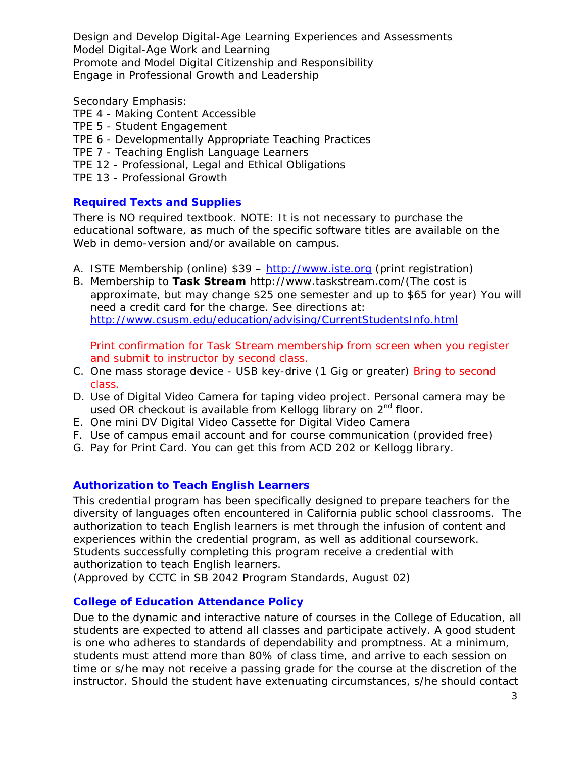Design and Develop Digital-Age Learning Experiences and Assessments
Model Digital-Age Work and Learning
Promote and Model Digital Citizenship and Responsibility
Engage in Professional Growth and Leadership

Secondary Emphasis:
TPE 4 - Making Content Accessible
TPE 5 - Student Engagement
TPE 6 - Developmentally Appropriate Teaching Practices
TPE 7 - Teaching English Language Learners
TPE 12 - Professional, Legal and Ethical Obligations
TPE 13 - Professional Growth

### Required Texts and Supplies

There is NO required textbook. NOTE: It is not necessary to purchase the educational software, as much of the specific software titles are available on the Web in demo-version and/or available on campus.

A. ISTE Membership (online) $39 – http://www.iste.org (print registration)
B. Membership to **Task Stream** http://www.taskstream.com/(The cost is approximate, but may change $25 one semester and up to $65 for year) You will need a credit card for the charge. See directions at: http://www.csusm.edu/education/advising/CurrentStudentsInfo.html

   Print confirmation for Task Stream membership from screen when you register and submit to instructor by second class.
C. One mass storage device - USB key-drive (1 Gig or greater) Bring to second class.
D. Use of Digital Video Camera for taping video project. Personal camera may be used OR checkout is available from Kellogg library on 2nd floor.
E. One mini DV Digital Video Cassette for Digital Video Camera
F. Use of campus email account and for course communication (provided free)
G. Pay for Print Card. You can get this from ACD 202 or Kellogg library.

### Authorization to Teach English Learners

This credential program has been specifically designed to prepare teachers for the diversity of languages often encountered in California public school classrooms. The authorization to teach English learners is met through the infusion of content and experiences within the credential program, as well as additional coursework. Students successfully completing this program receive a credential with authorization to teach English learners.
(Approved by CCTC in SB 2042 Program Standards, August 02)

### College of Education Attendance Policy

Due to the dynamic and interactive nature of courses in the College of Education, all students are expected to attend all classes and participate actively. A good student is one who adheres to standards of dependability and promptness. At a minimum, students must attend more than 80% of class time, and arrive to each session on time or s/he may not receive a passing grade for the course at the discretion of the instructor. Should the student have extenuating circumstances, s/he should contact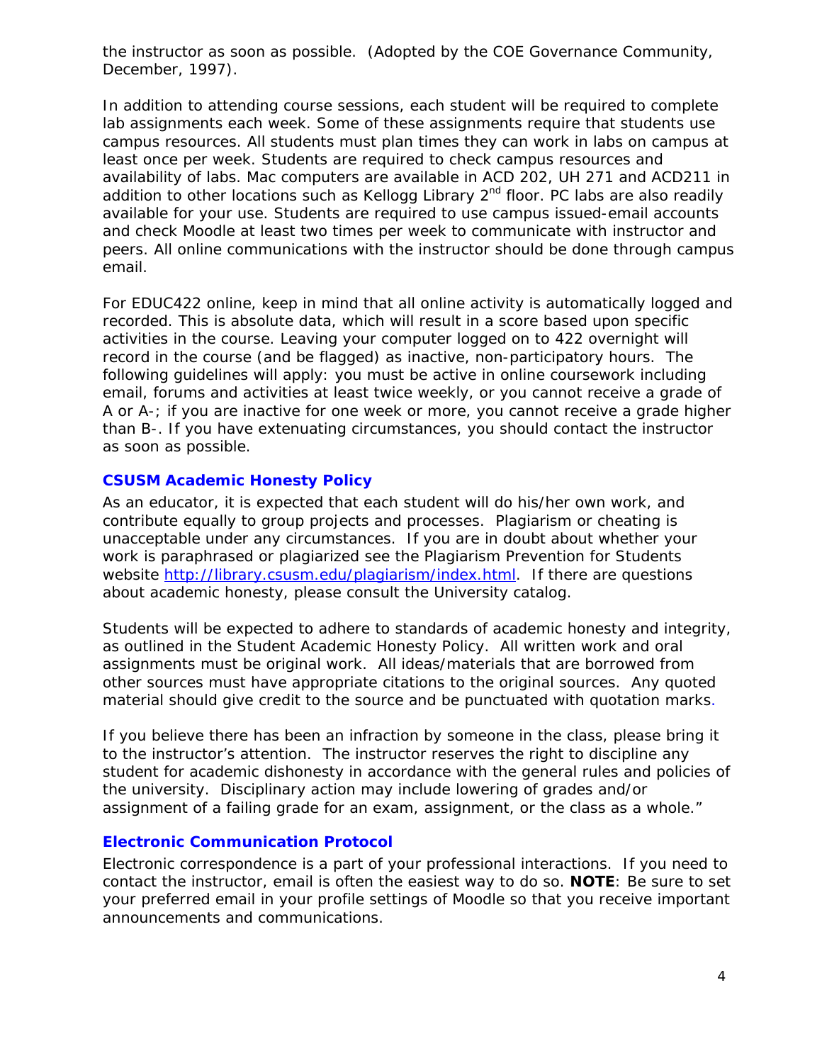the instructor as soon as possible. (Adopted by the COE Governance Community, December, 1997).

In addition to attending course sessions, each student will be required to complete lab assignments each week. Some of these assignments require that students use campus resources. All students must plan times they can work in labs on campus at least once per week. Students are required to check campus resources and availability of labs. Mac computers are available in ACD 202, UH 271 and ACD211 in addition to other locations such as Kellogg Library 2nd floor. PC labs are also readily available for your use. Students are required to use campus issued-email accounts and check Moodle at least two times per week to communicate with instructor and peers. All online communications with the instructor should be done through campus email.

For EDUC422 online, keep in mind that all online activity is automatically logged and recorded. This is absolute data, which will result in a score based upon specific activities in the course. Leaving your computer logged on to 422 overnight will record in the course (and be flagged) as inactive, non-participatory hours. The following guidelines will apply: you must be active in online coursework including email, forums and activities at least twice weekly, or you cannot receive a grade of A or A-; if you are inactive for one week or more, you cannot receive a grade higher than B-. If you have extenuating circumstances, you should contact the instructor as soon as possible.

### CSUSM Academic Honesty Policy

As an educator, it is expected that each student will do his/her own work, and contribute equally to group projects and processes. Plagiarism or cheating is unacceptable under any circumstances. If you are in doubt about whether your work is paraphrased or plagiarized see the Plagiarism Prevention for Students website http://library.csusm.edu/plagiarism/index.html. If there are questions about academic honesty, please consult the University catalog.

Students will be expected to adhere to standards of academic honesty and integrity, as outlined in the Student Academic Honesty Policy. All written work and oral assignments must be original work. All ideas/materials that are borrowed from other sources must have appropriate citations to the original sources. Any quoted material should give credit to the source and be punctuated with quotation marks.

If you believe there has been an infraction by someone in the class, please bring it to the instructor's attention. The instructor reserves the right to discipline any student for academic dishonesty in accordance with the general rules and policies of the university. Disciplinary action may include lowering of grades and/or assignment of a failing grade for an exam, assignment, or the class as a whole."

### Electronic Communication Protocol

Electronic correspondence is a part of your professional interactions. If you need to contact the instructor, email is often the easiest way to do so. **NOTE**: Be sure to set your preferred email in your profile settings of Moodle so that you receive important announcements and communications.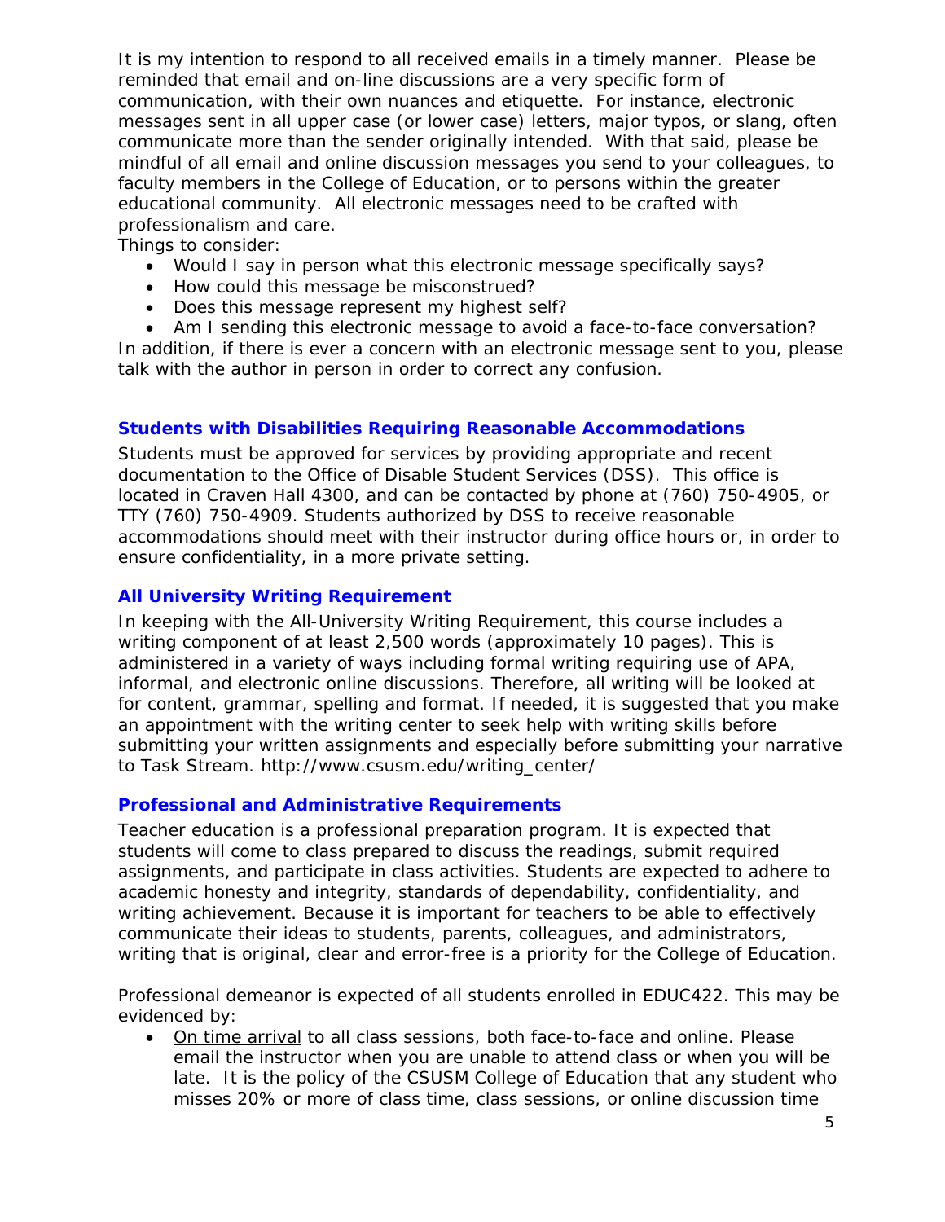It is my intention to respond to all received emails in a timely manner. Please be reminded that email and on-line discussions are a very specific form of communication, with their own nuances and etiquette. For instance, electronic messages sent in all upper case (or lower case) letters, major typos, or slang, often communicate more than the sender originally intended. With that said, please be mindful of all email and online discussion messages you send to your colleagues, to faculty members in the College of Education, or to persons within the greater educational community. All electronic messages need to be crafted with professionalism and care.

Things to consider:

- Would I say in person what this electronic message specifically says?
- How could this message be misconstrued?
- Does this message represent my highest self?
- Am I sending this electronic message to avoid a face-to-face conversation?

In addition, if there is ever a concern with an electronic message sent to you, please talk with the author in person in order to correct any confusion.

### Students with Disabilities Requiring Reasonable Accommodations

Students must be approved for services by providing appropriate and recent documentation to the Office of Disable Student Services (DSS). This office is located in Craven Hall 4300, and can be contacted by phone at (760) 750-4905, or TTY (760) 750-4909. Students authorized by DSS to receive reasonable accommodations should meet with their instructor during office hours or, in order to ensure confidentiality, in a more private setting.

### All University Writing Requirement

In keeping with the All-University Writing Requirement, this course includes a writing component of at least 2,500 words (approximately 10 pages). This is administered in a variety of ways including formal writing requiring use of APA, informal, and electronic online discussions. Therefore, all writing will be looked at for content, grammar, spelling and format. If needed, it is suggested that you make an appointment with the writing center to seek help with writing skills before submitting your written assignments and especially before submitting your narrative to Task Stream. http://www.csusm.edu/writing_center/

### Professional and Administrative Requirements

Teacher education is a professional preparation program. It is expected that students will come to class prepared to discuss the readings, submit required assignments, and participate in class activities. Students are expected to adhere to academic honesty and integrity, standards of dependability, confidentiality, and writing achievement. Because it is important for teachers to be able to effectively communicate their ideas to students, parents, colleagues, and administrators, writing that is original, clear and error-free is a priority for the College of Education.

Professional demeanor is expected of all students enrolled in EDUC422. This may be evidenced by:

- On time arrival to all class sessions, both face-to-face and online. Please email the instructor when you are unable to attend class or when you will be late. It is the policy of the CSUSM College of Education that any student who misses 20% or more of class time, class sessions, or online discussion time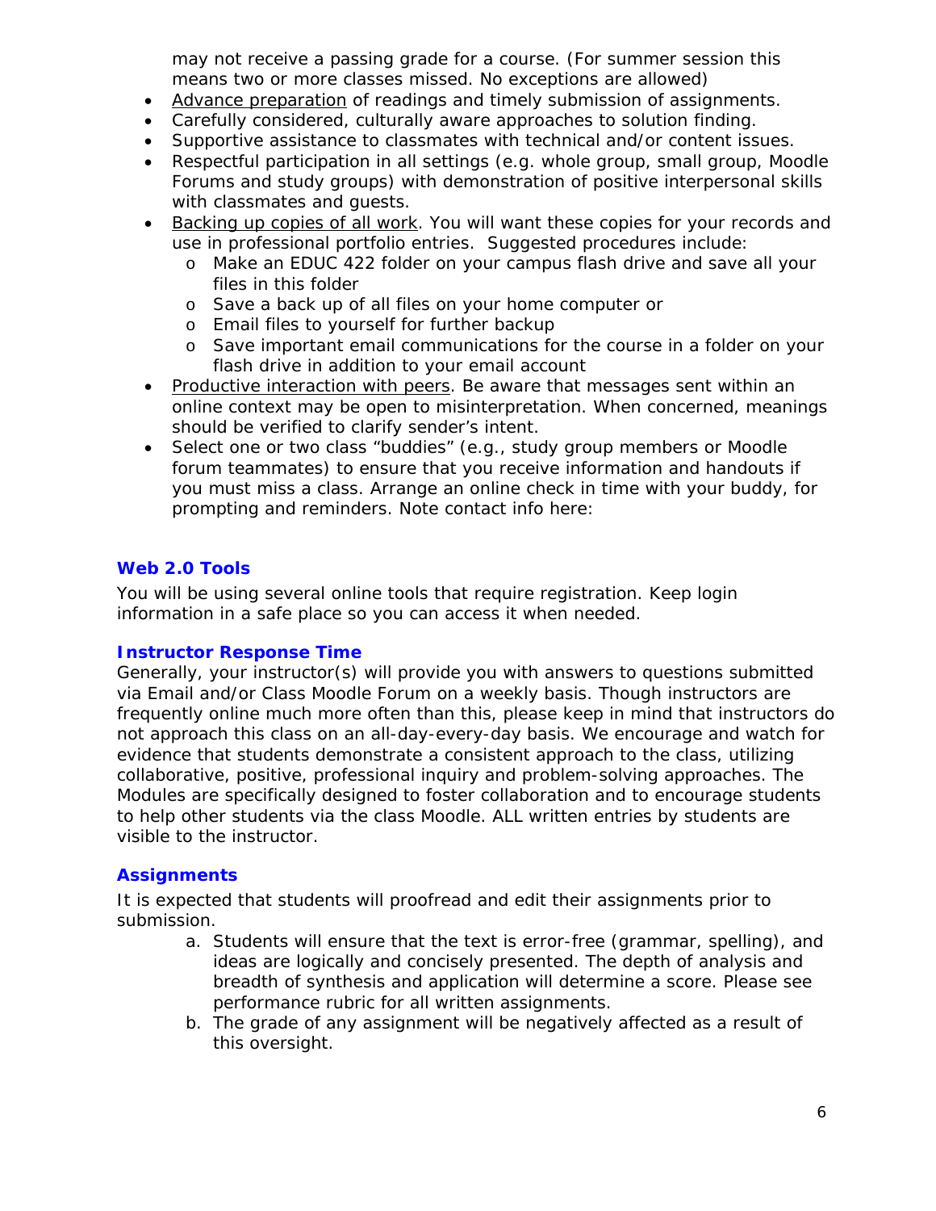may not receive a passing grade for a course. (For summer session this means two or more classes missed. No exceptions are allowed)

- Advance preparation of readings and timely submission of assignments.
- Carefully considered, culturally aware approaches to solution finding.
- Supportive assistance to classmates with technical and/or content issues.
- Respectful participation in all settings (e.g. whole group, small group, Moodle Forums and study groups) with demonstration of positive interpersonal skills with classmates and guests.
- Backing up copies of all work. You will want these copies for your records and use in professional portfolio entries. Suggested procedures include:
  - Make an EDUC 422 folder on your campus flash drive and save all your files in this folder
  - Save a back up of all files on your home computer or
  - Email files to yourself for further backup
  - Save important email communications for the course in a folder on your flash drive in addition to your email account
- Productive interaction with peers. Be aware that messages sent within an online context may be open to misinterpretation. When concerned, meanings should be verified to clarify sender's intent.
- Select one or two class "buddies" (e.g., study group members or Moodle forum teammates) to ensure that you receive information and handouts if you must miss a class. Arrange an online check in time with your buddy, for prompting and reminders. Note contact info here:

## Web 2.0 Tools

You will be using several online tools that require registration. Keep login information in a safe place so you can access it when needed.

## Instructor Response Time

Generally, your instructor(s) will provide you with answers to questions submitted via Email and/or Class Moodle Forum on a weekly basis. Though instructors are frequently online much more often than this, please keep in mind that instructors do not approach this class on an all-day-every-day basis. We encourage and watch for evidence that students demonstrate a consistent approach to the class, utilizing collaborative, positive, professional inquiry and problem-solving approaches. The Modules are specifically designed to foster collaboration and to encourage students to help other students via the class Moodle. ALL written entries by students are visible to the instructor.

## Assignments

It is expected that students will proofread and edit their assignments prior to submission.

a. Students will ensure that the text is error-free (grammar, spelling), and ideas are logically and concisely presented. The depth of analysis and breadth of synthesis and application will determine a score. Please see performance rubric for all written assignments.
b. The grade of any assignment will be negatively affected as a result of this oversight.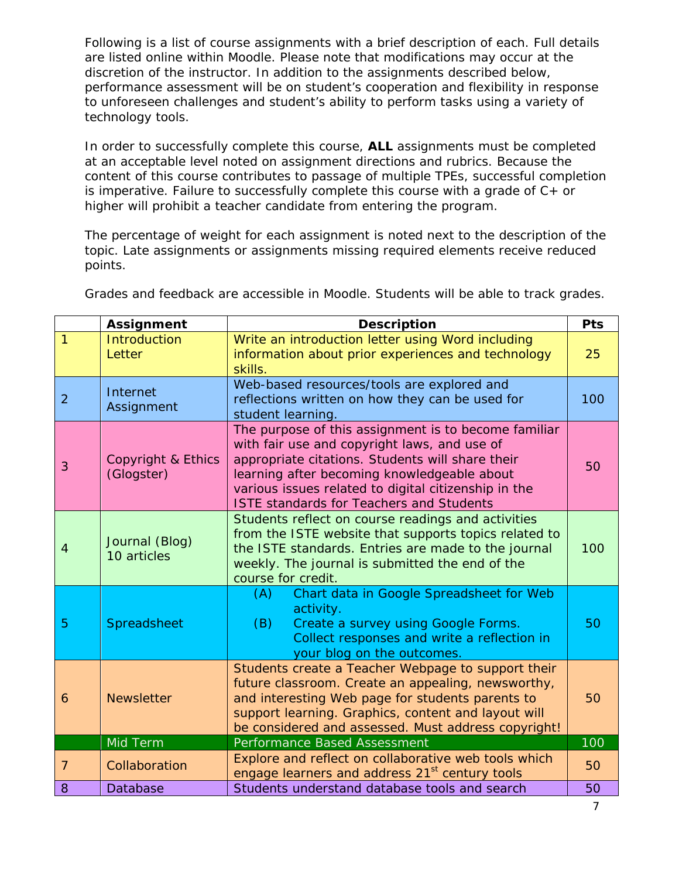Following is a list of course assignments with a brief description of each. Full details are listed online within Moodle. Please note that modifications may occur at the discretion of the instructor. In addition to the assignments described below, performance assessment will be on student's cooperation and flexibility in response to unforeseen challenges and student's ability to perform tasks using a variety of technology tools.

In order to successfully complete this course, **ALL** assignments must be completed at an acceptable level noted on assignment directions and rubrics. Because the content of this course contributes to passage of multiple TPEs, successful completion is imperative. Failure to successfully complete this course with a grade of C+ or higher will prohibit a teacher candidate from entering the program.

The percentage of weight for each assignment is noted next to the description of the topic. Late assignments or assignments missing required elements receive reduced points.

Grades and feedback are accessible in Moodle. Students will be able to track grades.

| | Assignment | Description | Pts |
|---|---|---|---|
| 1 | Introduction Letter | Write an introduction letter using Word including information about prior experiences and technology skills. | 25 |
| 2 | Internet Assignment | Web-based resources/tools are explored and reflections written on how they can be used for student learning. | 100 |
| 3 | Copyright & Ethics (Glogster) | The purpose of this assignment is to become familiar with fair use and copyright laws, and use of appropriate citations. Students will share their learning after becoming knowledgeable about various issues related to digital citizenship in the ISTE standards for Teachers and Students | 50 |
| 4 | Journal (Blog) 10 articles | Students reflect on course readings and activities from the ISTE website that supports topics related to the ISTE standards. Entries are made to the journal weekly. The journal is submitted the end of the course for credit. | 100 |
| 5 | Spreadsheet | (A) Chart data in Google Spreadsheet for Web activity. (B) Create a survey using Google Forms. Collect responses and write a reflection in your blog on the outcomes. | 50 |
| 6 | Newsletter | Students create a Teacher Webpage to support their future classroom. Create an appealing, newsworthy, and interesting Web page for students parents to support learning. Graphics, content and layout will be considered and assessed. Must address copyright! | 50 |
| | Mid Term | Performance Based Assessment | 100 |
| 7 | Collaboration | Explore and reflect on collaborative web tools which engage learners and address 21st century tools | 50 |
| 8 | Database | Students understand database tools and search | 50 |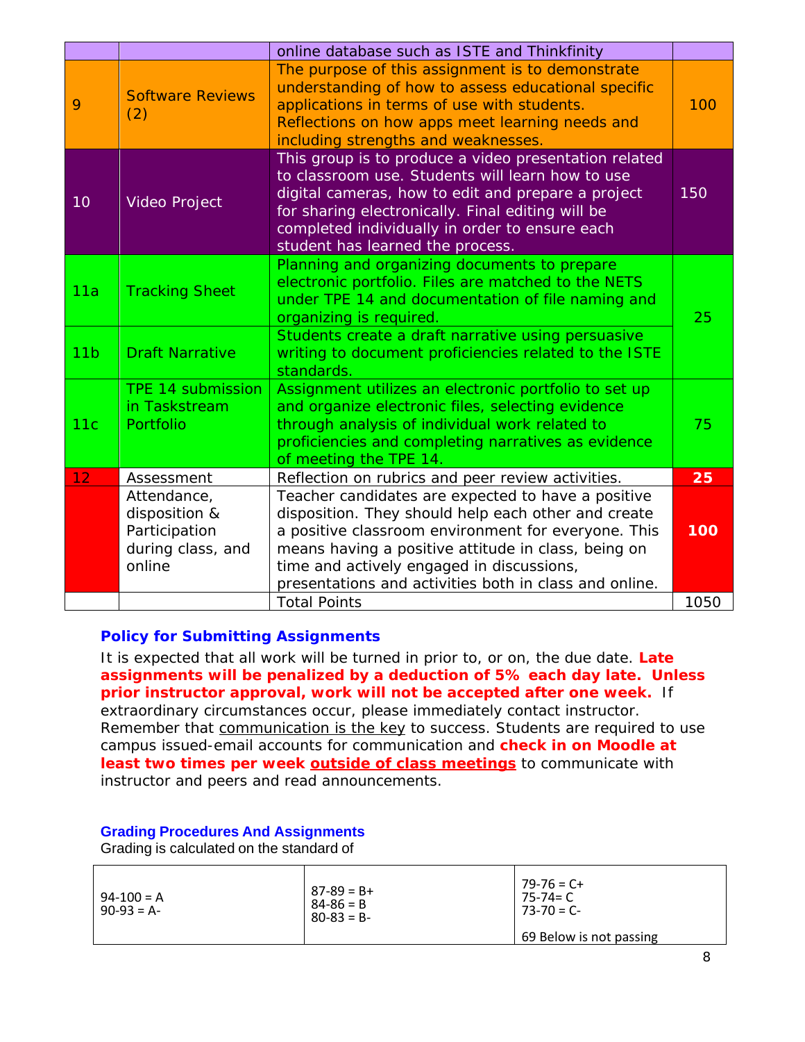| | | | |
|---|---|---|---|
| | | online database such as ISTE and Thinkfinity | |
| 9 | Software Reviews (2) | The purpose of this assignment is to demonstrate understanding of how to assess educational specific applications in terms of use with students. Reflections on how apps meet learning needs and including strengths and weaknesses. | 100 |
| 10 | Video Project | This group is to produce a video presentation related to classroom use. Students will learn how to use digital cameras, how to edit and prepare a project for sharing electronically. Final editing will be completed individually in order to ensure each student has learned the process. | 150 |
| 11a | Tracking Sheet | Planning and organizing documents to prepare electronic portfolio. Files are matched to the NETS under TPE 14 and documentation of file naming and organizing is required. | 25 |
| 11b | Draft Narrative | Students create a draft narrative using persuasive writing to document proficiencies related to the ISTE standards. | |
| 11c | TPE 14 submission in Taskstream Portfolio | Assignment utilizes an electronic portfolio to set up and organize electronic files, selecting evidence through analysis of individual work related to proficiencies and completing narratives as evidence of meeting the TPE 14. | 75 |
| 12 | Assessment | Reflection on rubrics and peer review activities. | **25** |
| | Attendance, disposition & Participation during class, and online | Teacher candidates are expected to have a positive disposition. They should help each other and create a positive classroom environment for everyone. This means having a positive attitude in class, being on time and actively engaged in discussions, presentations and activities both in class and online. | **100** |
| | | Total Points | 1050 |

### Policy for Submitting Assignments

It is expected that all work will be turned in prior to, or on, the due date. **Late assignments will be penalized by a deduction of 5% each day late. Unless prior instructor approval, work will not be accepted after one week.** If extraordinary circumstances occur, please immediately contact instructor. Remember that communication is the key to success. Students are required to use campus issued-email accounts for communication and **check in on Moodle at least two times per week outside of class meetings** to communicate with instructor and peers and read announcements.

### Grading Procedures And Assignments

Grading is calculated on the standard of

| | | |
|---|---|---|
| 94-100 = A<br>90-93 = A- | 87-89 = B+<br>84-86 = B<br>80-83 = B- | 79-76 = C+<br>75-74= C<br>73-70 = C-<br><br>69 Below is not passing |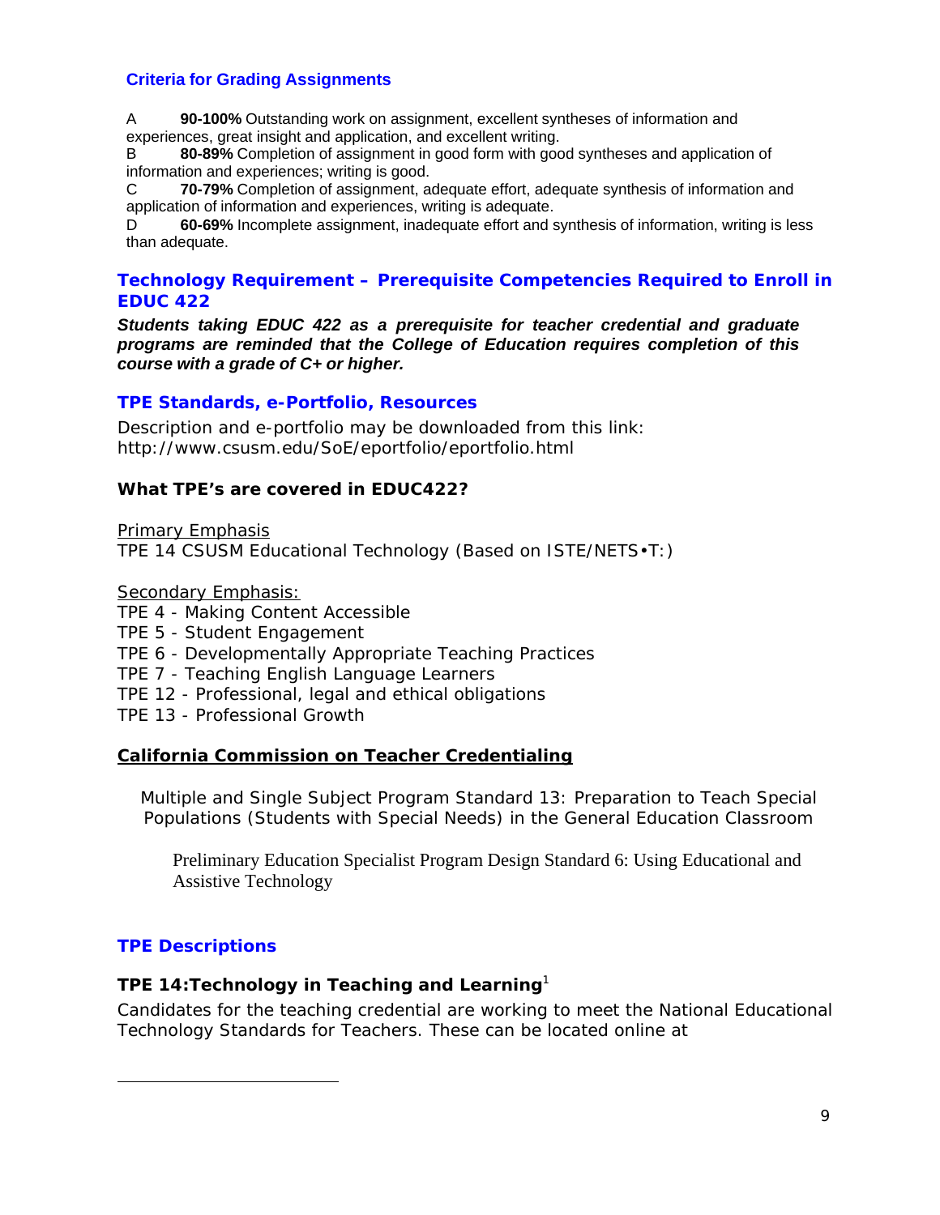### Criteria for Grading Assignments

A **90-100%** Outstanding work on assignment, excellent syntheses of information and experiences, great insight and application, and excellent writing.
B **80-89%** Completion of assignment in good form with good syntheses and application of information and experiences; writing is good.
C **70-79%** Completion of assignment, adequate effort, adequate synthesis of information and application of information and experiences, writing is adequate.
D **60-69%** Incomplete assignment, inadequate effort and synthesis of information, writing is less than adequate.

### Technology Requirement – Prerequisite Competencies Required to Enroll in EDUC 422

***Students taking EDUC 422 as a prerequisite for teacher credential and graduate programs are reminded that the College of Education requires completion of this course with a grade of C+ or higher.***

### TPE Standards, e-Portfolio, Resources

Description and e-portfolio may be downloaded from this link: http://www.csusm.edu/SoE/eportfolio/eportfolio.html

**What TPE's are covered in EDUC422?**

Primary Emphasis
TPE 14 CSUSM Educational Technology (Based on ISTE/NETS•T:)

Secondary Emphasis:
TPE 4 - Making Content Accessible
TPE 5 - Student Engagement
TPE 6 - Developmentally Appropriate Teaching Practices
TPE 7 - Teaching English Language Learners
TPE 12 - Professional, legal and ethical obligations
TPE 13 - Professional Growth

**California Commission on Teacher Credentialing**

Multiple and Single Subject Program Standard 13: Preparation to Teach Special Populations (Students with Special Needs) in the General Education Classroom

Preliminary Education Specialist Program Design Standard 6: Using Educational and Assistive Technology

### TPE Descriptions

**TPE 14:Technology in Teaching and Learning**[1]

Candidates for the teaching credential are working to meet the National Educational Technology Standards for Teachers. These can be located online at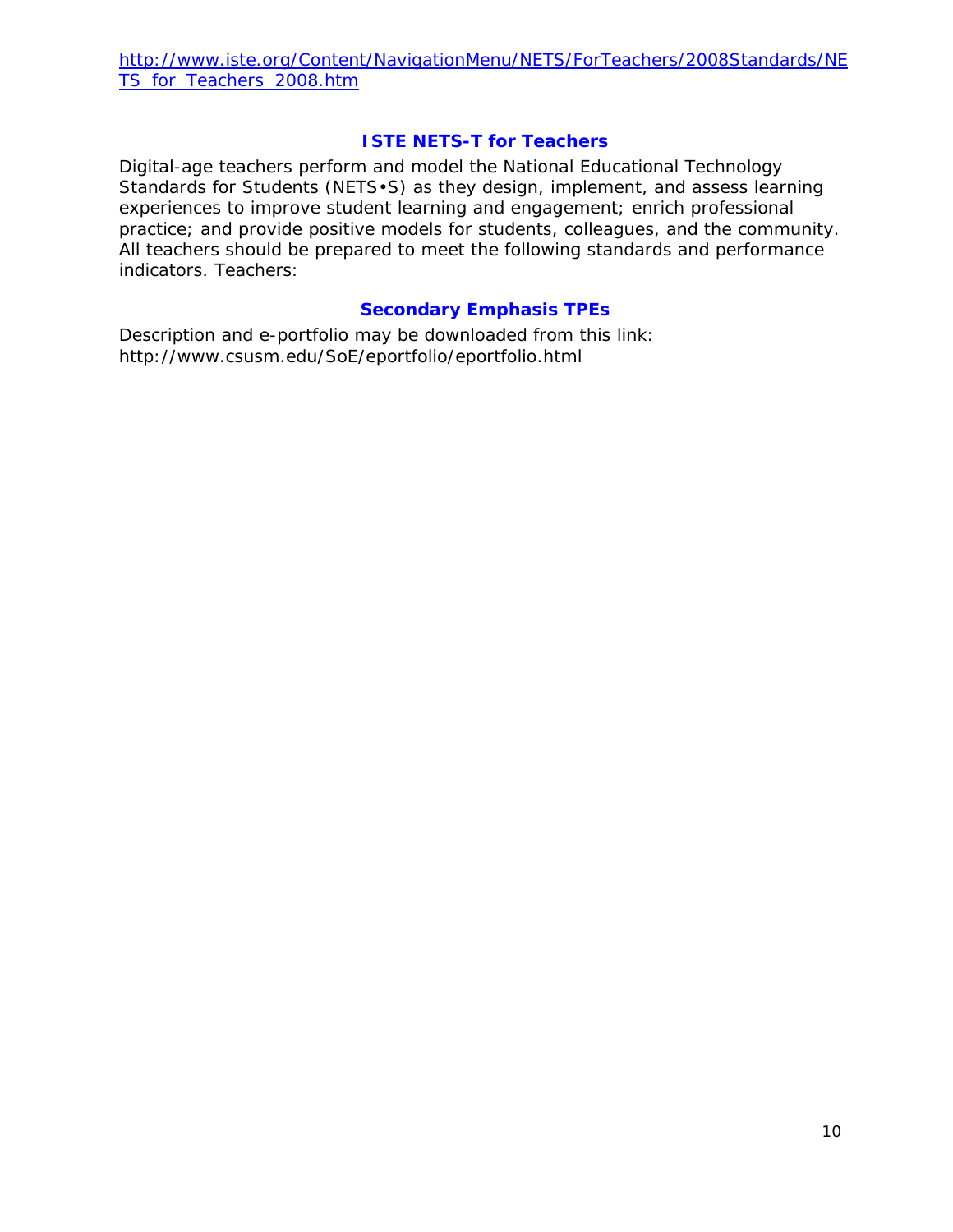http://www.iste.org/Content/NavigationMenu/NETS/ForTeachers/2008Standards/NETS_for_Teachers_2008.htm

## ISTE NETS-T for Teachers

Digital-age teachers perform and model the National Educational Technology Standards for Students (NETS•S) as they design, implement, and assess learning experiences to improve student learning and engagement; enrich professional practice; and provide positive models for students, colleagues, and the community. All teachers should be prepared to meet the following standards and performance indicators. Teachers:

## Secondary Emphasis TPEs

Description and e-portfolio may be downloaded from this link: http://www.csusm.edu/SoE/eportfolio/eportfolio.html